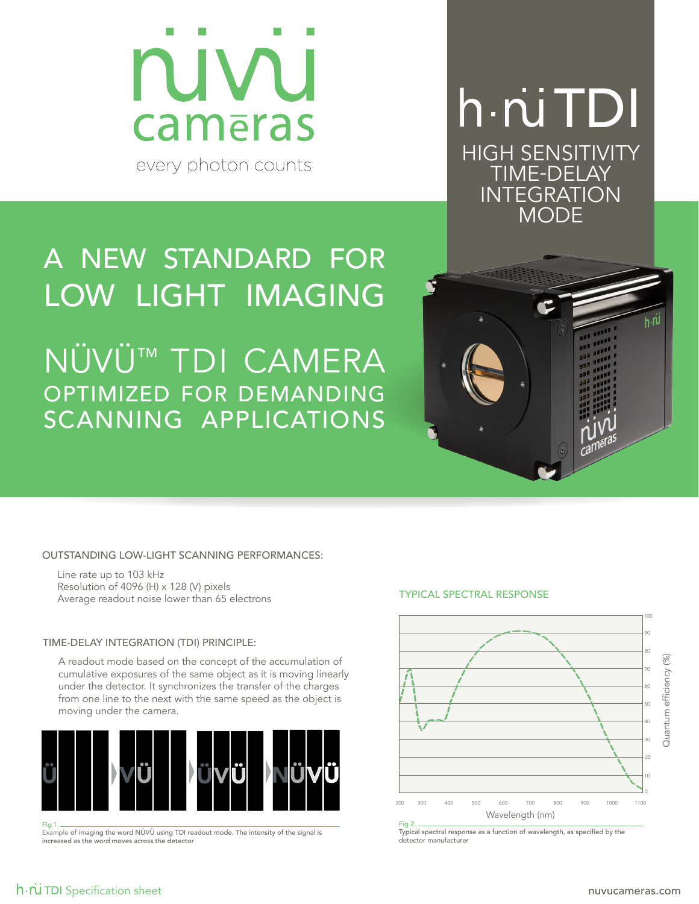# nüvü cameras

every photon counts

# h·nü TDI

## HIGH SENSITIVITY TIME-DELAY INTEGRATION MODE

# A NEW STANDARD FOR LOW LIGHT IMAGING

## NÜVÜ™ TDI CAMERA

### OPTIMIZED FOR DEMANDING SCANNING APPLICATIONS

OUTSTANDING LOW-LIGHT SCANNING PERFORMANCES:

- Line rate up to 103 kHz
- Resolution of 4096 (H) x 128 (V) pixels
- Average readout noise lower than 65 electrons

TIME-DELAY INTEGRATION (TDI) PRINCIPLE:

A readout mode based on the concept of the accumulation of cumulative exposures of the same object as it is moving linearly under the detector. It synchronizes the transfer of the charges from one line to the next with the same speed as the object is moving under the camera.

Fig 1.
Example of imaging the word NÜVÜ using TDI readout mode. The intensity of the signal is increased as the word moves across the detector

TYPICAL SPECTRAL RESPONSE

Fig 2.
Typical spectral response as a function of wavelength, as specified by the detector manufacturer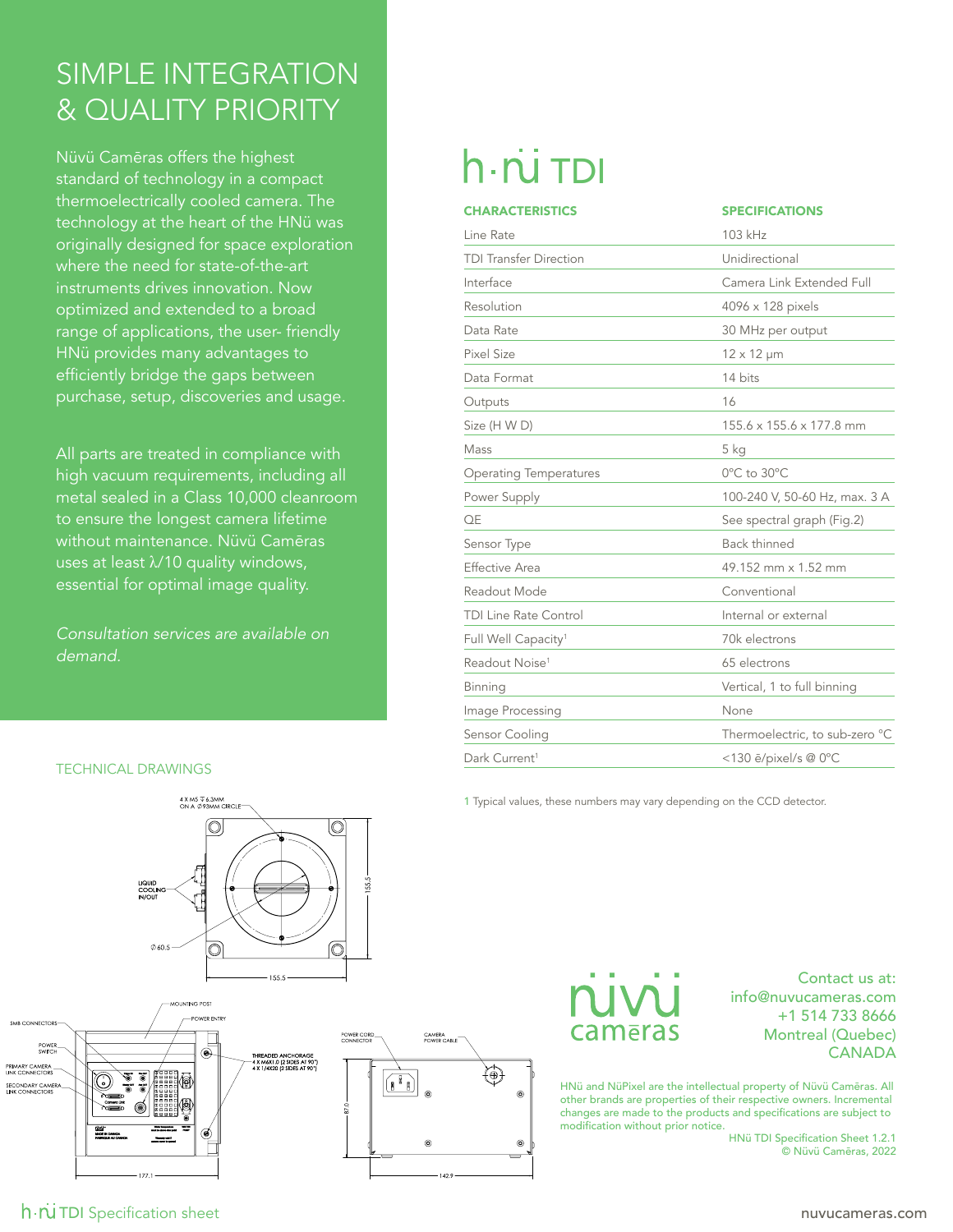# SIMPLE INTEGRATION & QUALITY PRIORITY

Nüvü Camēras offers the highest standard of technology in a compact thermoelectrically cooled camera. The technology at the heart of the HNü was originally designed for space exploration where the need for state-of-the-art instruments drives innovation. Now optimized and extended to a broad range of applications, the user- friendly HNü provides many advantages to efficiently bridge the gaps between purchase, setup, discoveries and usage.

All parts are treated in compliance with high vacuum requirements, including all metal sealed in a Class 10,000 cleanroom to ensure the longest camera lifetime without maintenance. Nüvü Camēras uses at least λ/10 quality windows, essential for optimal image quality.

*Consultation services are available on demand.*

## h·nü TDI

| CHARACTERISTICS | SPECIFICATIONS |
|---|---|
| Line Rate | 103 kHz |
| TDI Transfer Direction | Unidirectional |
| Interface | Camera Link Extended Full |
| Resolution | 4096 x 128 pixels |
| Data Rate | 30 MHz per output |
| Pixel Size | 12 x 12 µm |
| Data Format | 14 bits |
| Outputs | 16 |
| Size (H W D) | 155.6 x 155.6 x 177.8 mm |
| Mass | 5 kg |
| Operating Temperatures | 0°C to 30°C |
| Power Supply | 100-240 V, 50-60 Hz, max. 3 A |
| QE | See spectral graph (Fig.2) |
| Sensor Type | Back thinned |
| Effective Area | 49.152 mm x 1.52 mm |
| Readout Mode | Conventional |
| TDI Line Rate Control | Internal or external |
| Full Well Capacity[1] | 70k electrons |
| Readout Noise[1] | 65 electrons |
| Binning | Vertical, 1 to full binning |
| Image Processing | None |
| Sensor Cooling | Thermoelectric, to sub-zero °C |
| Dark Current[1] | <130 ē/pixel/s @ 0°C |

1 Typical values, these numbers may vary depending on the CCD detector.

## TECHNICAL DRAWINGS

4 X M5 ∓ 6.3MM ON A ∅93MM CIRCLE

LIQUID COOLING IN/OUT

∅ 60.5

155.5

155.5

SMB CONNECTORS

POWER SWITCH

PRIMARY CAMERA LINK CONNECTORS

SECONDARY CAMERA LINK CONNECTORS

MOUNTING POST

POWER ENTRY

THREADED ANCHORAGE 4 X M6X1.0 (2 SIDES AT 90°) 4 X 1/4X20 (2 SIDES AT 90°)

177.1

POWER CORD CONNECTOR

CAMERA POWER CABLE

87.0

142.9

Contact us at:
info@nuvucameras.com
+1 514 733 8666
Montreal (Quebec)
CANADA

HNü and NüPixel are the intellectual property of Nüvü Camēras. All other brands are properties of their respective owners. Incremental changes are made to the products and specifications are subject to modification without prior notice.

HNü TDI Specification Sheet 1.2.1
© Nüvü Camēras, 2022